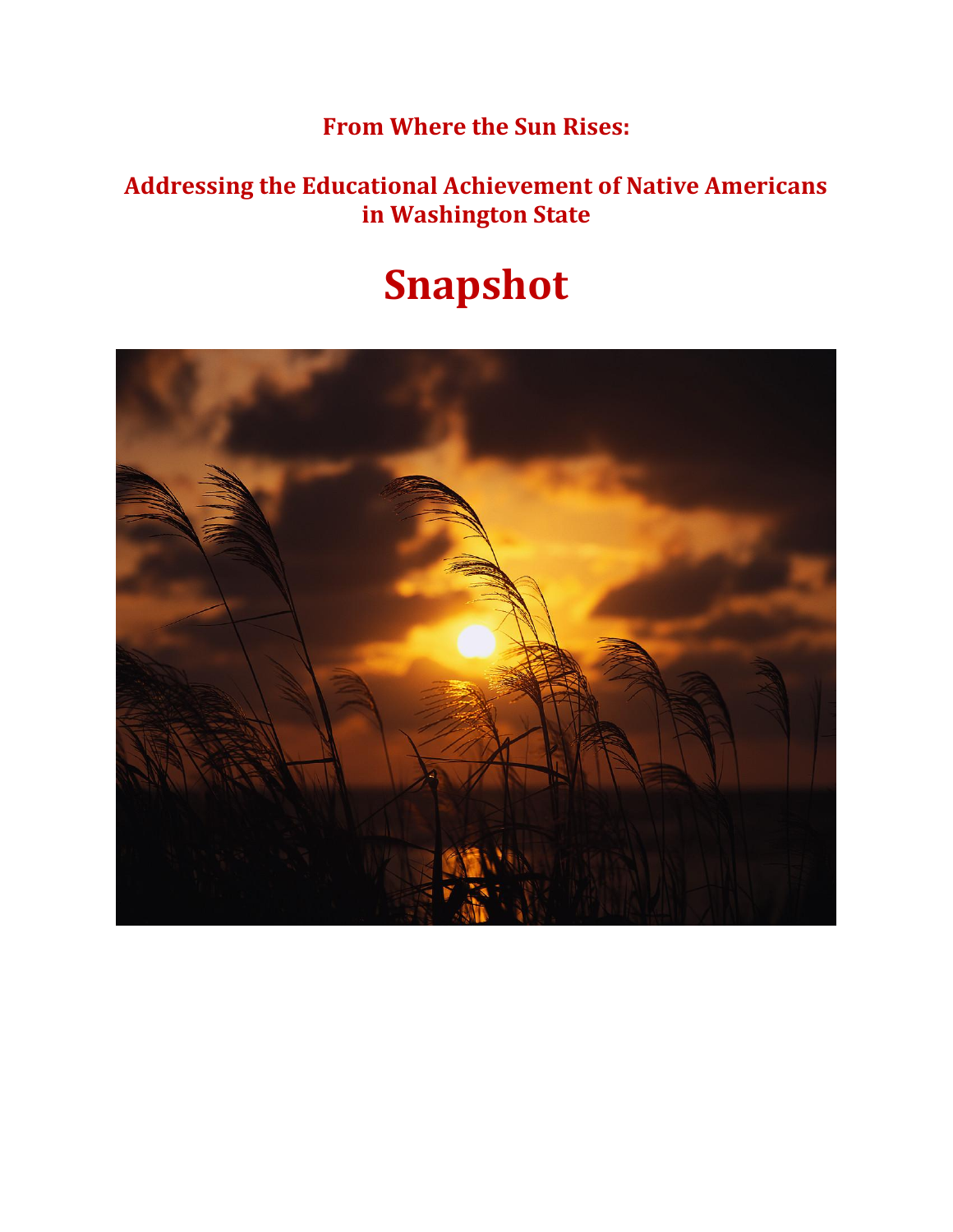**From Where the Sun Rises:**

**Addressing the Educational Achievement of Native Americans in Washington State**

# Snapshot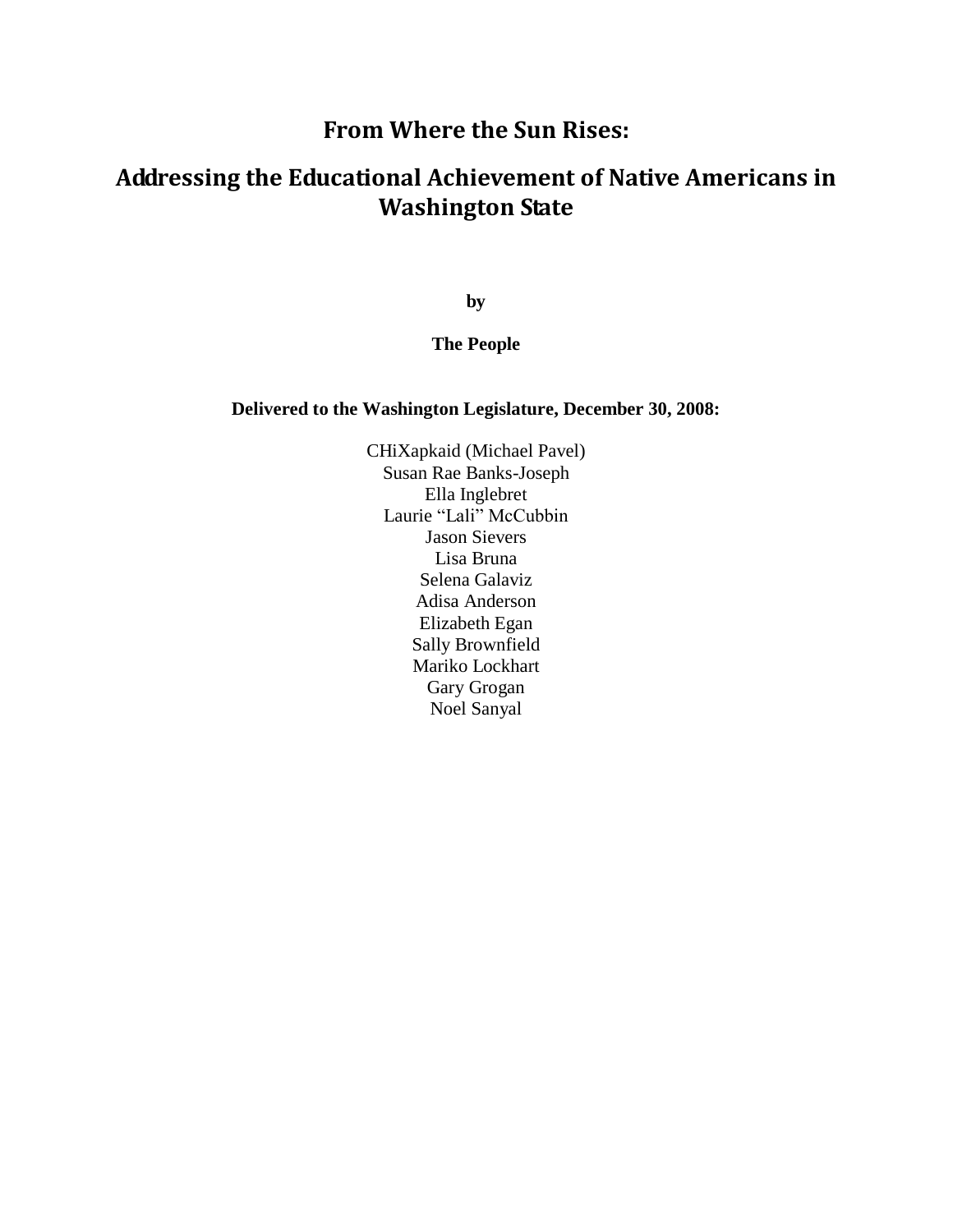# From Where the Sun Rises:

## Addressing the Educational Achievement of Native Americans in Washington State

**by**

**The People**

**Delivered to the Washington Legislature, December 30, 2008:**

CHiXapkaid (Michael Pavel)
Susan Rae Banks-Joseph
Ella Inglebret
Laurie "Lali" McCubbin
Jason Sievers
Lisa Bruna
Selena Galaviz
Adisa Anderson
Elizabeth Egan
Sally Brownfield
Mariko Lockhart
Gary Grogan
Noel Sanyal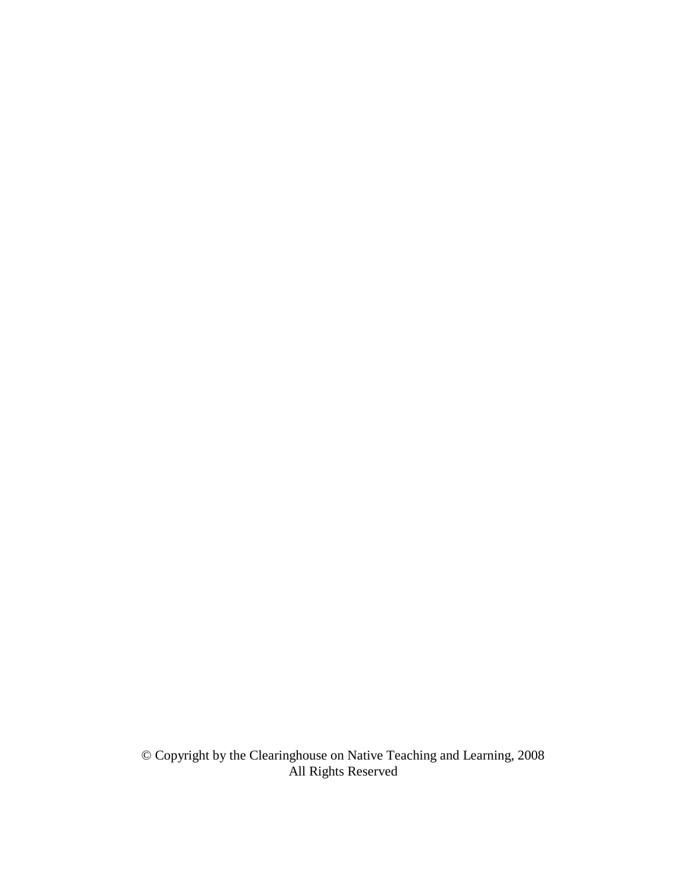© Copyright by the Clearinghouse on Native Teaching and Learning, 2008
All Rights Reserved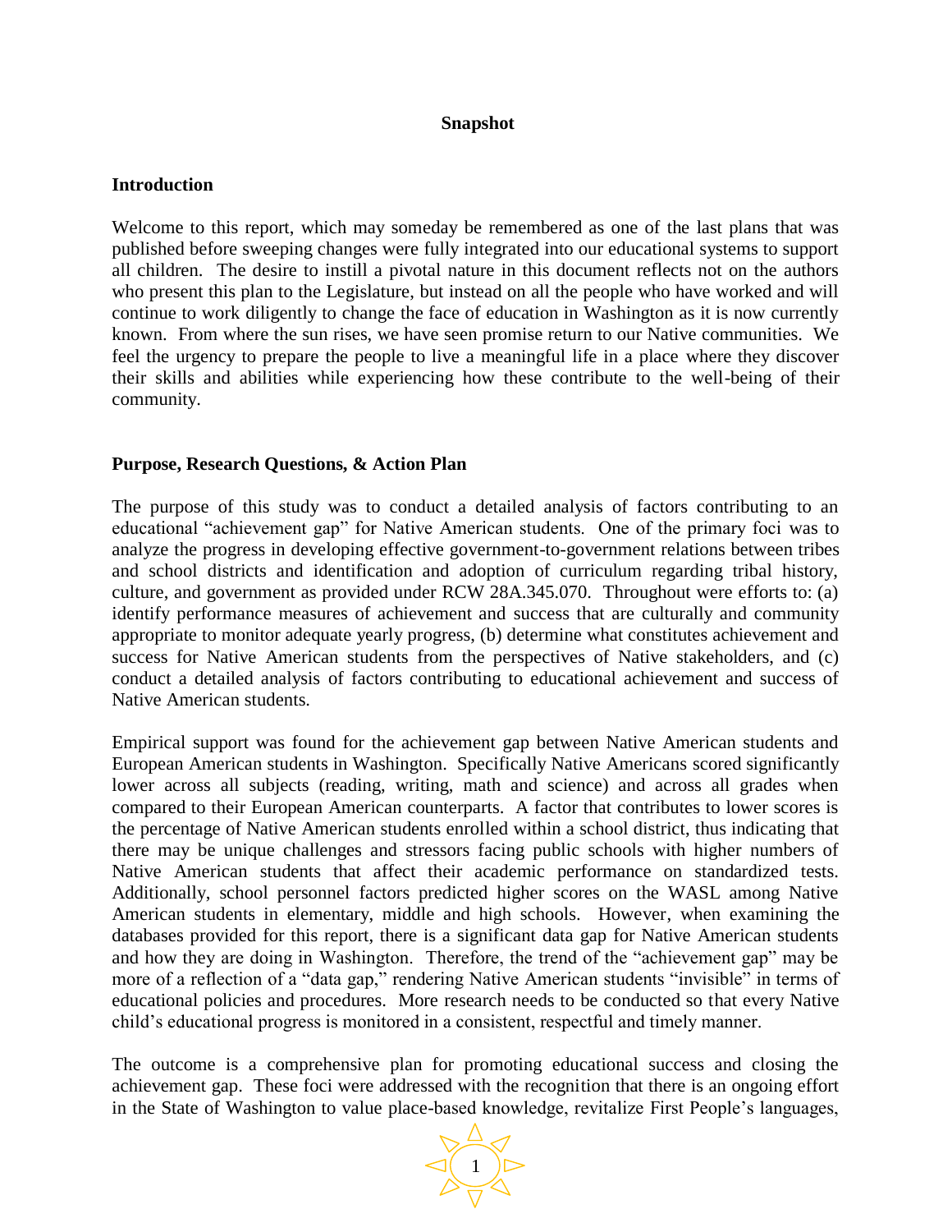## Snapshot

### Introduction

Welcome to this report, which may someday be remembered as one of the last plans that was published before sweeping changes were fully integrated into our educational systems to support all children. The desire to instill a pivotal nature in this document reflects not on the authors who present this plan to the Legislature, but instead on all the people who have worked and will continue to work diligently to change the face of education in Washington as it is now currently known. From where the sun rises, we have seen promise return to our Native communities. We feel the urgency to prepare the people to live a meaningful life in a place where they discover their skills and abilities while experiencing how these contribute to the well-being of their community.

### Purpose, Research Questions, & Action Plan

The purpose of this study was to conduct a detailed analysis of factors contributing to an educational "achievement gap" for Native American students. One of the primary foci was to analyze the progress in developing effective government-to-government relations between tribes and school districts and identification and adoption of curriculum regarding tribal history, culture, and government as provided under RCW 28A.345.070. Throughout were efforts to: (a) identify performance measures of achievement and success that are culturally and community appropriate to monitor adequate yearly progress, (b) determine what constitutes achievement and success for Native American students from the perspectives of Native stakeholders, and (c) conduct a detailed analysis of factors contributing to educational achievement and success of Native American students.

Empirical support was found for the achievement gap between Native American students and European American students in Washington. Specifically Native Americans scored significantly lower across all subjects (reading, writing, math and science) and across all grades when compared to their European American counterparts. A factor that contributes to lower scores is the percentage of Native American students enrolled within a school district, thus indicating that there may be unique challenges and stressors facing public schools with higher numbers of Native American students that affect their academic performance on standardized tests. Additionally, school personnel factors predicted higher scores on the WASL among Native American students in elementary, middle and high schools. However, when examining the databases provided for this report, there is a significant data gap for Native American students and how they are doing in Washington. Therefore, the trend of the "achievement gap" may be more of a reflection of a "data gap," rendering Native American students "invisible" in terms of educational policies and procedures. More research needs to be conducted so that every Native child's educational progress is monitored in a consistent, respectful and timely manner.

The outcome is a comprehensive plan for promoting educational success and closing the achievement gap. These foci were addressed with the recognition that there is an ongoing effort in the State of Washington to value place-based knowledge, revitalize First People's languages,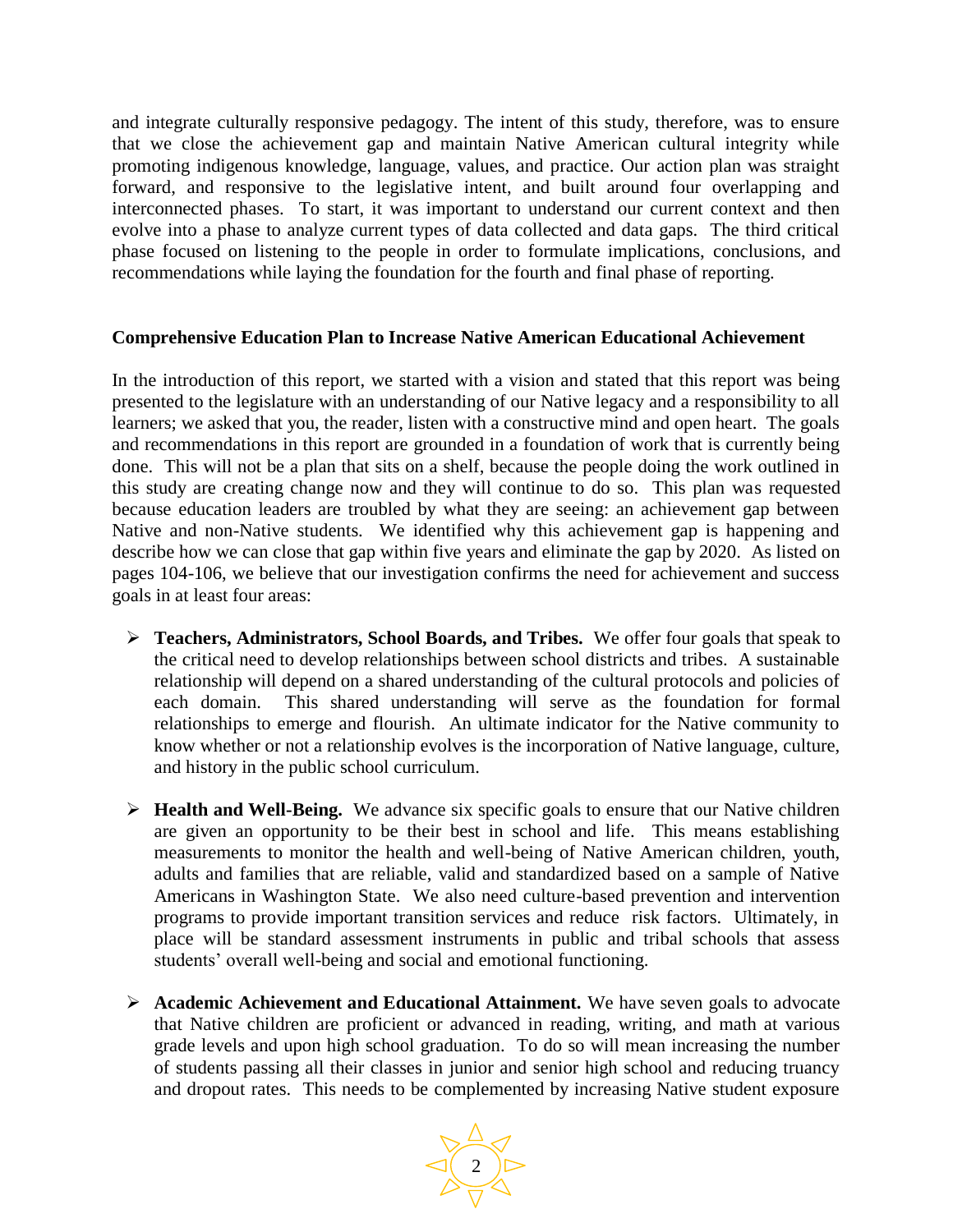and integrate culturally responsive pedagogy. The intent of this study, therefore, was to ensure that we close the achievement gap and maintain Native American cultural integrity while promoting indigenous knowledge, language, values, and practice. Our action plan was straight forward, and responsive to the legislative intent, and built around four overlapping and interconnected phases. To start, it was important to understand our current context and then evolve into a phase to analyze current types of data collected and data gaps. The third critical phase focused on listening to the people in order to formulate implications, conclusions, and recommendations while laying the foundation for the fourth and final phase of reporting.

**Comprehensive Education Plan to Increase Native American Educational Achievement**

In the introduction of this report, we started with a vision and stated that this report was being presented to the legislature with an understanding of our Native legacy and a responsibility to all learners; we asked that you, the reader, listen with a constructive mind and open heart. The goals and recommendations in this report are grounded in a foundation of work that is currently being done. This will not be a plan that sits on a shelf, because the people doing the work outlined in this study are creating change now and they will continue to do so. This plan was requested because education leaders are troubled by what they are seeing: an achievement gap between Native and non-Native students. We identified why this achievement gap is happening and describe how we can close that gap within five years and eliminate the gap by 2020. As listed on pages 104-106, we believe that our investigation confirms the need for achievement and success goals in at least four areas:

- **Teachers, Administrators, School Boards, and Tribes.** We offer four goals that speak to the critical need to develop relationships between school districts and tribes. A sustainable relationship will depend on a shared understanding of the cultural protocols and policies of each domain. This shared understanding will serve as the foundation for formal relationships to emerge and flourish. An ultimate indicator for the Native community to know whether or not a relationship evolves is the incorporation of Native language, culture, and history in the public school curriculum.

- **Health and Well-Being.** We advance six specific goals to ensure that our Native children are given an opportunity to be their best in school and life. This means establishing measurements to monitor the health and well-being of Native American children, youth, adults and families that are reliable, valid and standardized based on a sample of Native Americans in Washington State. We also need culture-based prevention and intervention programs to provide important transition services and reduce risk factors. Ultimately, in place will be standard assessment instruments in public and tribal schools that assess students' overall well-being and social and emotional functioning.

- **Academic Achievement and Educational Attainment.** We have seven goals to advocate that Native children are proficient or advanced in reading, writing, and math at various grade levels and upon high school graduation. To do so will mean increasing the number of students passing all their classes in junior and senior high school and reducing truancy and dropout rates. This needs to be complemented by increasing Native student exposure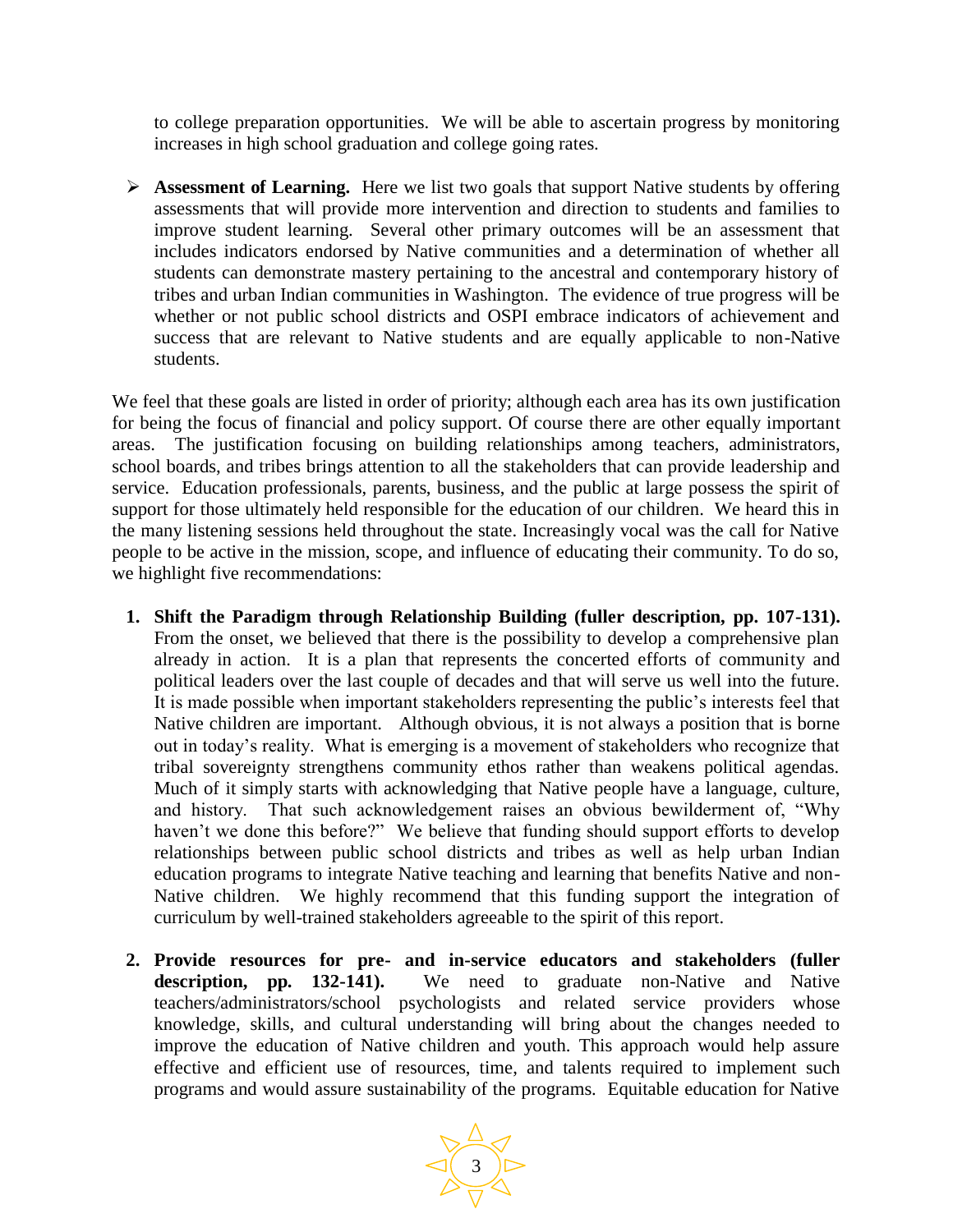to college preparation opportunities. We will be able to ascertain progress by monitoring increases in high school graduation and college going rates.

- **Assessment of Learning.** Here we list two goals that support Native students by offering assessments that will provide more intervention and direction to students and families to improve student learning. Several other primary outcomes will be an assessment that includes indicators endorsed by Native communities and a determination of whether all students can demonstrate mastery pertaining to the ancestral and contemporary history of tribes and urban Indian communities in Washington. The evidence of true progress will be whether or not public school districts and OSPI embrace indicators of achievement and success that are relevant to Native students and are equally applicable to non-Native students.

We feel that these goals are listed in order of priority; although each area has its own justification for being the focus of financial and policy support. Of course there are other equally important areas. The justification focusing on building relationships among teachers, administrators, school boards, and tribes brings attention to all the stakeholders that can provide leadership and service. Education professionals, parents, business, and the public at large possess the spirit of support for those ultimately held responsible for the education of our children. We heard this in the many listening sessions held throughout the state. Increasingly vocal was the call for Native people to be active in the mission, scope, and influence of educating their community. To do so, we highlight five recommendations:

1. **Shift the Paradigm through Relationship Building (fuller description, pp. 107-131).** From the onset, we believed that there is the possibility to develop a comprehensive plan already in action. It is a plan that represents the concerted efforts of community and political leaders over the last couple of decades and that will serve us well into the future. It is made possible when important stakeholders representing the public's interests feel that Native children are important. Although obvious, it is not always a position that is borne out in today's reality. What is emerging is a movement of stakeholders who recognize that tribal sovereignty strengthens community ethos rather than weakens political agendas. Much of it simply starts with acknowledging that Native people have a language, culture, and history. That such acknowledgement raises an obvious bewilderment of, "Why haven't we done this before?" We believe that funding should support efforts to develop relationships between public school districts and tribes as well as help urban Indian education programs to integrate Native teaching and learning that benefits Native and non-Native children. We highly recommend that this funding support the integration of curriculum by well-trained stakeholders agreeable to the spirit of this report.

2. **Provide resources for pre- and in-service educators and stakeholders (fuller description, pp. 132-141).** We need to graduate non-Native and Native teachers/administrators/school psychologists and related service providers whose knowledge, skills, and cultural understanding will bring about the changes needed to improve the education of Native children and youth. This approach would help assure effective and efficient use of resources, time, and talents required to implement such programs and would assure sustainability of the programs. Equitable education for Native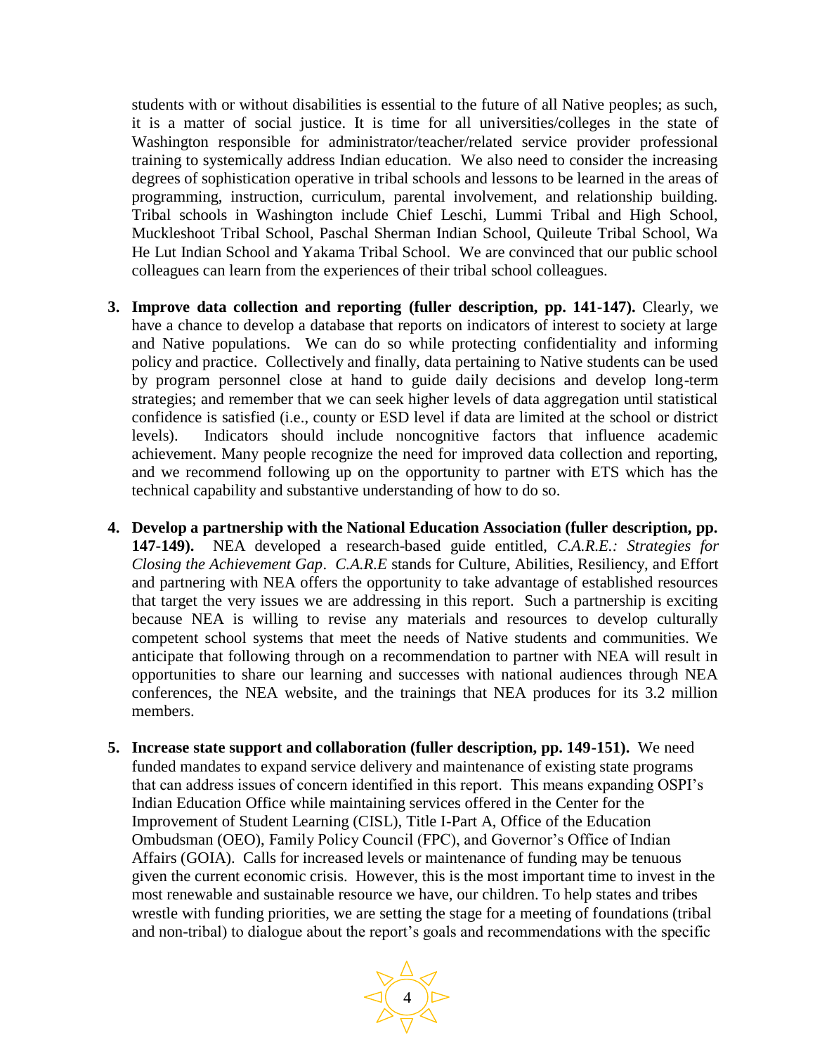students with or without disabilities is essential to the future of all Native peoples; as such, it is a matter of social justice. It is time for all universities/colleges in the state of Washington responsible for administrator/teacher/related service provider professional training to systemically address Indian education. We also need to consider the increasing degrees of sophistication operative in tribal schools and lessons to be learned in the areas of programming, instruction, curriculum, parental involvement, and relationship building. Tribal schools in Washington include Chief Leschi, Lummi Tribal and High School, Muckleshoot Tribal School, Paschal Sherman Indian School, Quileute Tribal School, Wa He Lut Indian School and Yakama Tribal School. We are convinced that our public school colleagues can learn from the experiences of their tribal school colleagues.

3. **Improve data collection and reporting (fuller description, pp. 141-147).** Clearly, we have a chance to develop a database that reports on indicators of interest to society at large and Native populations. We can do so while protecting confidentiality and informing policy and practice. Collectively and finally, data pertaining to Native students can be used by program personnel close at hand to guide daily decisions and develop long-term strategies; and remember that we can seek higher levels of data aggregation until statistical confidence is satisfied (i.e., county or ESD level if data are limited at the school or district levels). Indicators should include noncognitive factors that influence academic achievement. Many people recognize the need for improved data collection and reporting, and we recommend following up on the opportunity to partner with ETS which has the technical capability and substantive understanding of how to do so.

4. **Develop a partnership with the National Education Association (fuller description, pp. 147-149).** NEA developed a research-based guide entitled, *C.A.R.E.: Strategies for Closing the Achievement Gap*. *C.A.R.E* stands for Culture, Abilities, Resiliency, and Effort and partnering with NEA offers the opportunity to take advantage of established resources that target the very issues we are addressing in this report. Such a partnership is exciting because NEA is willing to revise any materials and resources to develop culturally competent school systems that meet the needs of Native students and communities. We anticipate that following through on a recommendation to partner with NEA will result in opportunities to share our learning and successes with national audiences through NEA conferences, the NEA website, and the trainings that NEA produces for its 3.2 million members.

5. **Increase state support and collaboration (fuller description, pp. 149-151).** We need funded mandates to expand service delivery and maintenance of existing state programs that can address issues of concern identified in this report. This means expanding OSPI's Indian Education Office while maintaining services offered in the Center for the Improvement of Student Learning (CISL), Title I-Part A, Office of the Education Ombudsman (OEO), Family Policy Council (FPC), and Governor's Office of Indian Affairs (GOIA). Calls for increased levels or maintenance of funding may be tenuous given the current economic crisis. However, this is the most important time to invest in the most renewable and sustainable resource we have, our children. To help states and tribes wrestle with funding priorities, we are setting the stage for a meeting of foundations (tribal and non-tribal) to dialogue about the report's goals and recommendations with the specific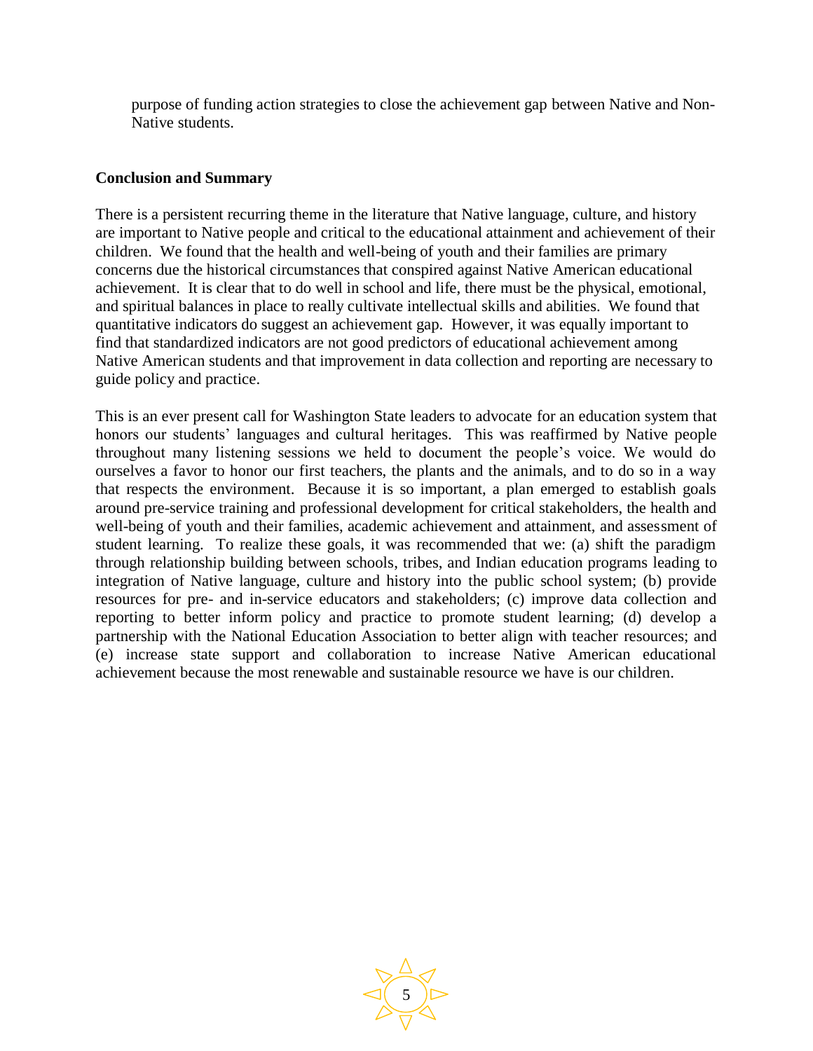purpose of funding action strategies to close the achievement gap between Native and Non-Native students.

**Conclusion and Summary**

There is a persistent recurring theme in the literature that Native language, culture, and history are important to Native people and critical to the educational attainment and achievement of their children. We found that the health and well-being of youth and their families are primary concerns due the historical circumstances that conspired against Native American educational achievement. It is clear that to do well in school and life, there must be the physical, emotional, and spiritual balances in place to really cultivate intellectual skills and abilities. We found that quantitative indicators do suggest an achievement gap. However, it was equally important to find that standardized indicators are not good predictors of educational achievement among Native American students and that improvement in data collection and reporting are necessary to guide policy and practice.

This is an ever present call for Washington State leaders to advocate for an education system that honors our students' languages and cultural heritages. This was reaffirmed by Native people throughout many listening sessions we held to document the people's voice. We would do ourselves a favor to honor our first teachers, the plants and the animals, and to do so in a way that respects the environment. Because it is so important, a plan emerged to establish goals around pre-service training and professional development for critical stakeholders, the health and well-being of youth and their families, academic achievement and attainment, and assessment of student learning. To realize these goals, it was recommended that we: (a) shift the paradigm through relationship building between schools, tribes, and Indian education programs leading to integration of Native language, culture and history into the public school system; (b) provide resources for pre- and in-service educators and stakeholders; (c) improve data collection and reporting to better inform policy and practice to promote student learning; (d) develop a partnership with the National Education Association to better align with teacher resources; and (e) increase state support and collaboration to increase Native American educational achievement because the most renewable and sustainable resource we have is our children.